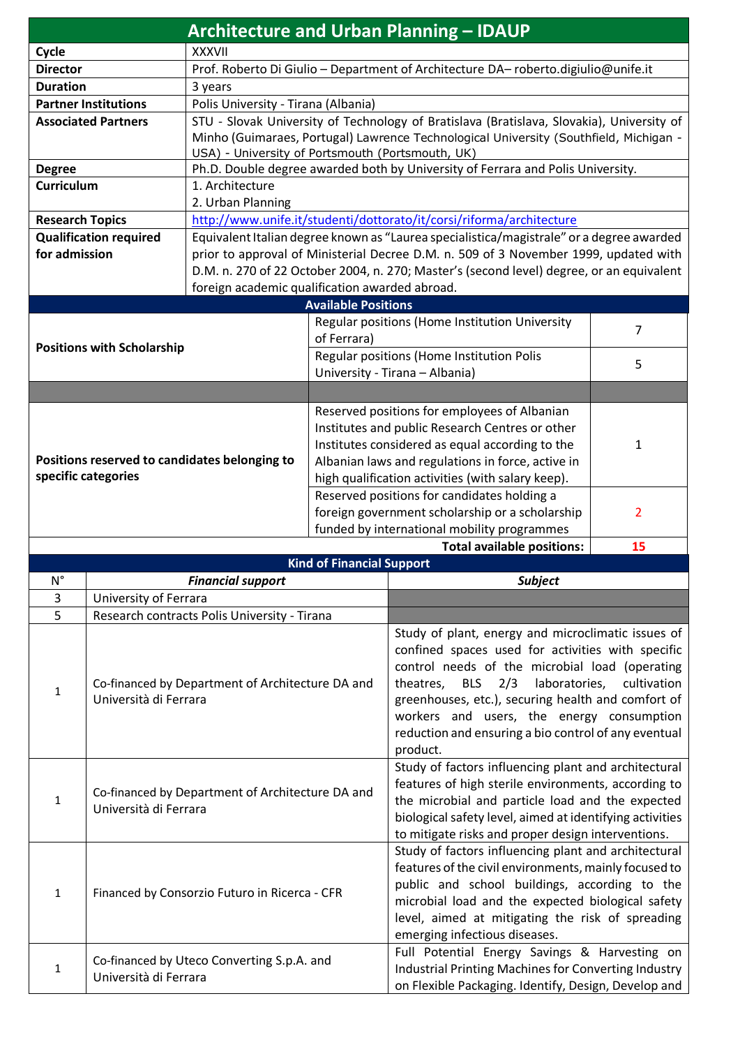# Architecture and Urban Planning – IDAUP

| | |
|---|---|
| **Cycle** | XXXVII |
| **Director** | Prof. Roberto Di Giulio – Department of Architecture DA– roberto.digiulio@unife.it |
| **Duration** | 3 years |
| **Partner Institutions** | Polis University - Tirana (Albania) |
| **Associated Partners** | STU - Slovak University of Technology of Bratislava (Bratislava, Slovakia), University of Minho (Guimaraes, Portugal) Lawrence Technological University (Southfield, Michigan - USA) - University of Portsmouth (Portsmouth, UK) |
| **Degree** | Ph.D. Double degree awarded both by University of Ferrara and Polis University. |
| **Curriculum** | 1. Architecture<br>2. Urban Planning |
| **Research Topics** | http://www.unife.it/studenti/dottorato/it/corsi/riforma/architecture |
| **Qualification required for admission** | Equivalent Italian degree known as “Laurea specialistica/magistrale” or a degree awarded prior to approval of Ministerial Decree D.M. n. 509 of 3 November 1999, updated with D.M. n. 270 of 22 October 2004, n. 270; Master’s (second level) degree, or an equivalent foreign academic qualification awarded abroad. |

## Available Positions

| | | |
|---|---|---|
| **Positions with Scholarship** | Regular positions (Home Institution University of Ferrara) | 7 |
| | Regular positions (Home Institution Polis University - Tirana – Albania) | 5 |
| | | |
| **Positions reserved to candidates belonging to specific categories** | Reserved positions for employees of Albanian Institutes and public Research Centres or other Institutes considered as equal according to the Albanian laws and regulations in force, active in high qualification activities (with salary keep). | 1 |
| | Reserved positions for candidates holding a foreign government scholarship or a scholarship funded by international mobility programmes | 2 |
| | **Total available positions:** | **15** |

## Kind of Financial Support

| N° | *Financial support* | *Subject* |
|---|---|---|
| 3 | University of Ferrara | |
| 5 | Research contracts Polis University - Tirana | |
| 1 | Co-financed by Department of Architecture DA and Università di Ferrara | Study of plant, energy and microclimatic issues of confined spaces used for activities with specific control needs of the microbial load (operating theatres, BLS 2/3 laboratories, cultivation greenhouses, etc.), securing health and comfort of workers and users, the energy consumption reduction and ensuring a bio control of any eventual product. |
| 1 | Co-financed by Department of Architecture DA and Università di Ferrara | Study of factors influencing plant and architectural features of high sterile environments, according to the microbial and particle load and the expected biological safety level, aimed at identifying activities to mitigate risks and proper design interventions. |
| 1 | Financed by Consorzio Futuro in Ricerca - CFR | Study of factors influencing plant and architectural features of the civil environments, mainly focused to public and school buildings, according to the microbial load and the expected biological safety level, aimed at mitigating the risk of spreading emerging infectious diseases. |
| 1 | Co-financed by Uteco Converting S.p.A. and Università di Ferrara | Full Potential Energy Savings & Harvesting on Industrial Printing Machines for Converting Industry on Flexible Packaging. Identify, Design, Develop and |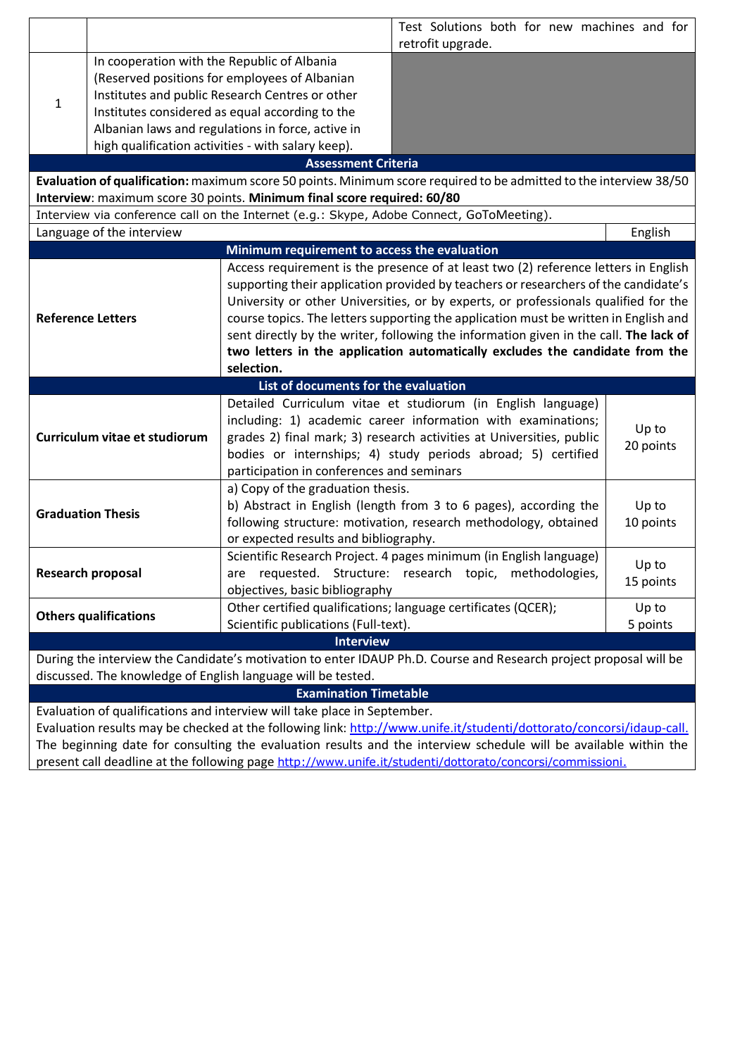| | | |
|---|---|---|
| | | Test Solutions both for new machines and for retrofit upgrade. |
| 1 | In cooperation with the Republic of Albania (Reserved positions for employees of Albanian Institutes and public Research Centres or other Institutes considered as equal according to the Albanian laws and regulations in force, active in high qualification activities - with salary keep). | |

## Assessment Criteria

**Evaluation of qualification:** maximum score 50 points. Minimum score required to be admitted to the interview 38/50
**Interview**: maximum score 30 points. **Minimum final score required: 60/80**

Interview via conference call on the Internet (e.g.: Skype, Adobe Connect, GoToMeeting).

| | |
|---|---|
| Language of the interview | English |

## Minimum requirement to access the evaluation

| | |
|---|---|
| **Reference Letters** | Access requirement is the presence of at least two (2) reference letters in English supporting their application provided by teachers or researchers of the candidate's University or other Universities, or by experts, or professionals qualified for the course topics. The letters supporting the application must be written in English and sent directly by the writer, following the information given in the call. **The lack of two letters in the application automatically excludes the candidate from the selection.** |

## List of documents for the evaluation

| | | |
|---|---|---|
| **Curriculum vitae et studiorum** | Detailed Curriculum vitae et studiorum (in English language) including: 1) academic career information with examinations; grades 2) final mark; 3) research activities at Universities, public bodies or internships; 4) study periods abroad; 5) certified participation in conferences and seminars | Up to 20 points |
| **Graduation Thesis** | a) Copy of the graduation thesis.<br>b) Abstract in English (length from 3 to 6 pages), according the following structure: motivation, research methodology, obtained or expected results and bibliography. | Up to 10 points |
| **Research proposal** | Scientific Research Project. 4 pages minimum (in English language) are requested. Structure: research topic, methodologies, objectives, basic bibliography | Up to 15 points |
| **Others qualifications** | Other certified qualifications; language certificates (QCER); Scientific publications (Full-text). | Up to 5 points |

## Interview

During the interview the Candidate's motivation to enter IDAUP Ph.D. Course and Research project proposal will be discussed. The knowledge of English language will be tested.

## Examination Timetable

Evaluation of qualifications and interview will take place in September.
Evaluation results may be checked at the following link: http://www.unife.it/studenti/dottorato/concorsi/idaup-call.
The beginning date for consulting the evaluation results and the interview schedule will be available within the present call deadline at the following page http://www.unife.it/studenti/dottorato/concorsi/commissioni.